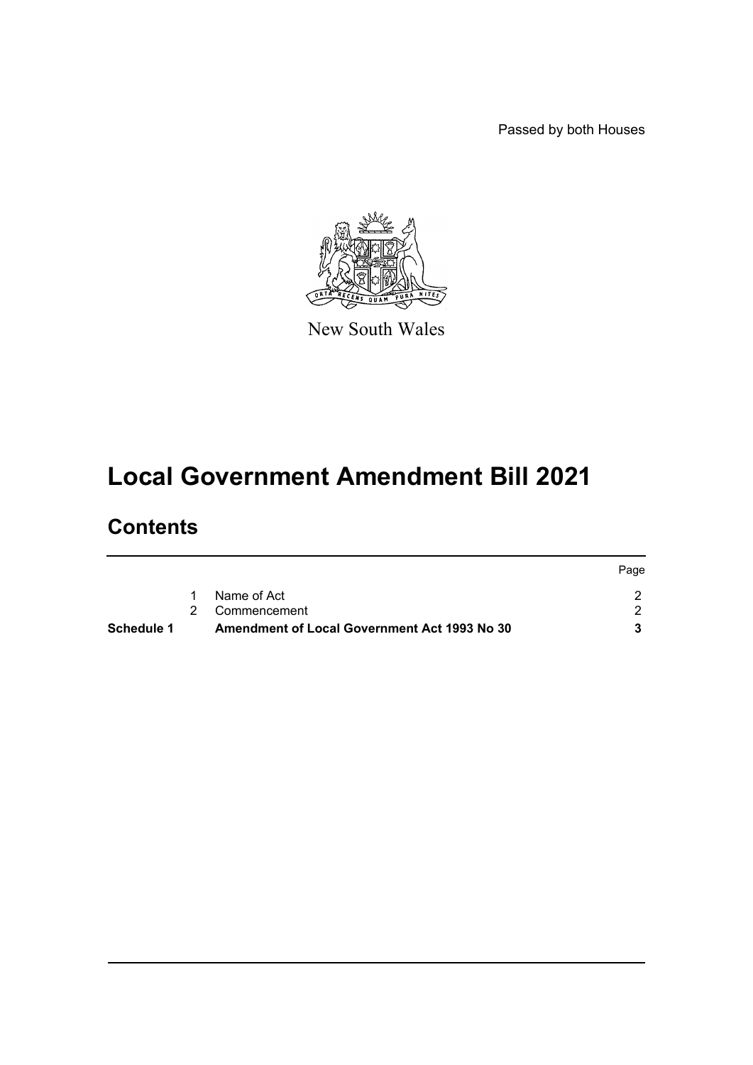Passed by both Houses

New South Wales

# Local Government Amendment Bill 2021

## Contents

| | | | Page |
|---|---|---|---|
| | 1 | Name of Act | 2 |
| | 2 | Commencement | 2 |
| **Schedule 1** | | **Amendment of Local Government Act 1993 No 30** | **3** |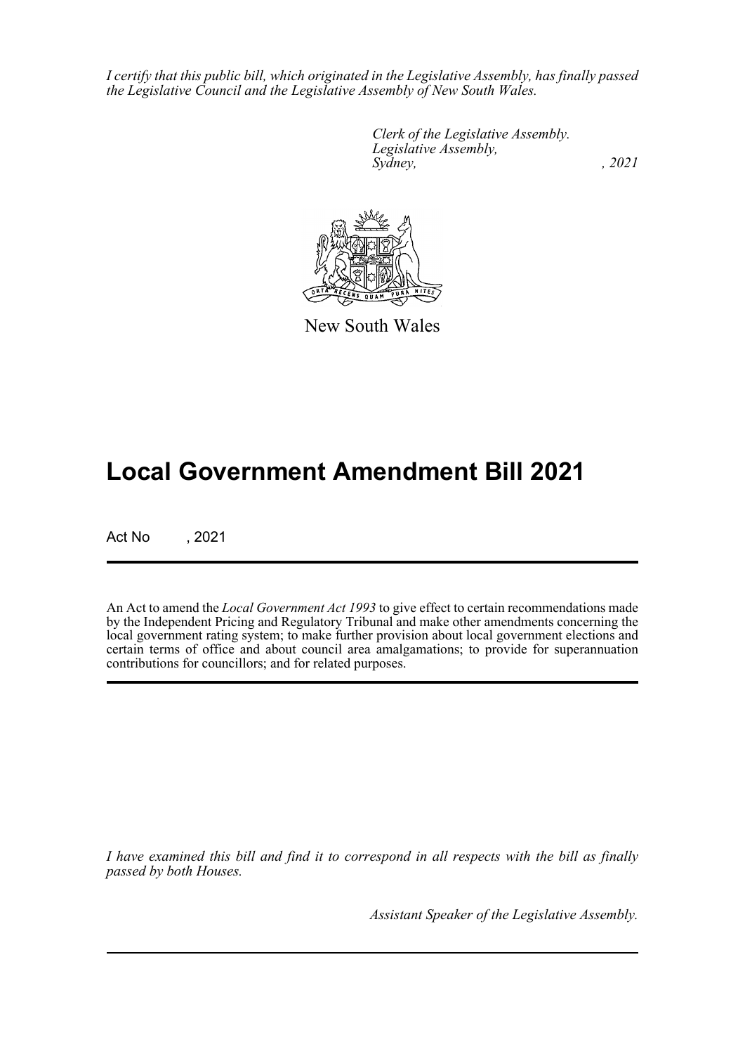*I certify that this public bill, which originated in the Legislative Assembly, has finally passed the Legislative Council and the Legislative Assembly of New South Wales.*

*Clerk of the Legislative Assembly.*
*Legislative Assembly,*
*Sydney, , 2021*

New South Wales

# Local Government Amendment Bill 2021

Act No , 2021

An Act to amend the *Local Government Act 1993* to give effect to certain recommendations made by the Independent Pricing and Regulatory Tribunal and make other amendments concerning the local government rating system; to make further provision about local government elections and certain terms of office and about council area amalgamations; to provide for superannuation contributions for councillors; and for related purposes.

*I have examined this bill and find it to correspond in all respects with the bill as finally passed by both Houses.*

*Assistant Speaker of the Legislative Assembly.*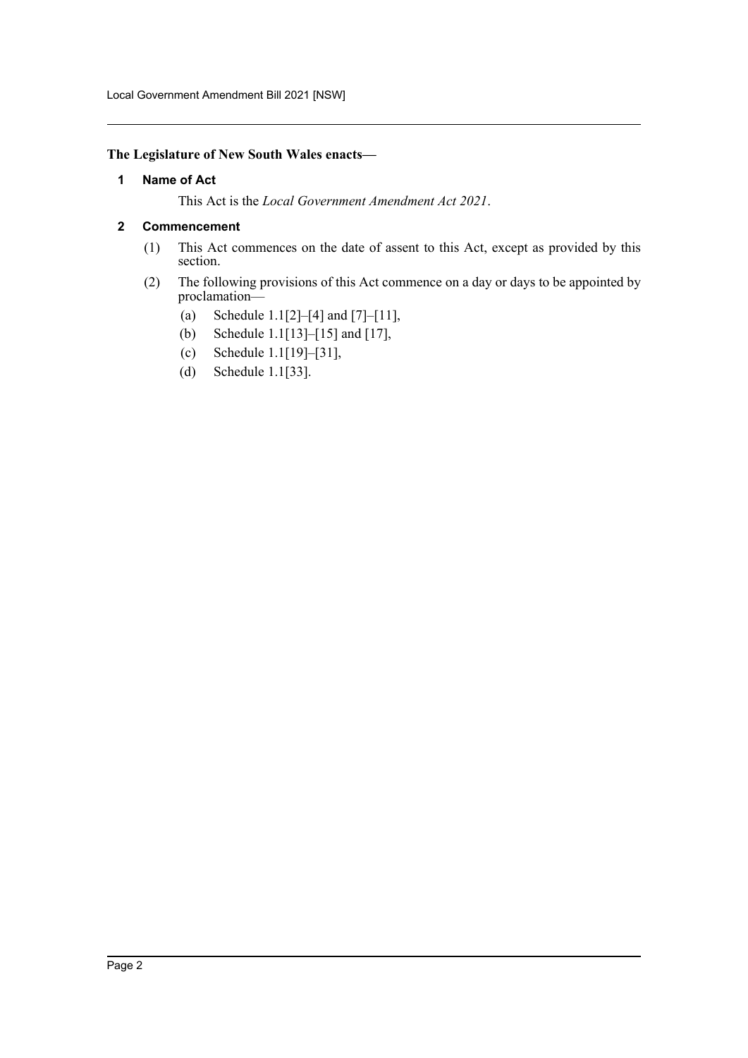**The Legislature of New South Wales enacts—**

## 1 Name of Act

This Act is the *Local Government Amendment Act 2021*.

## 2 Commencement

(1) This Act commences on the date of assent to this Act, except as provided by this section.

(2) The following provisions of this Act commence on a day or days to be appointed by proclamation—

(a) Schedule 1.1[2]–[4] and [7]–[11],

(b) Schedule 1.1[13]–[15] and [17],

(c) Schedule 1.1[19]–[31],

(d) Schedule 1.1[33].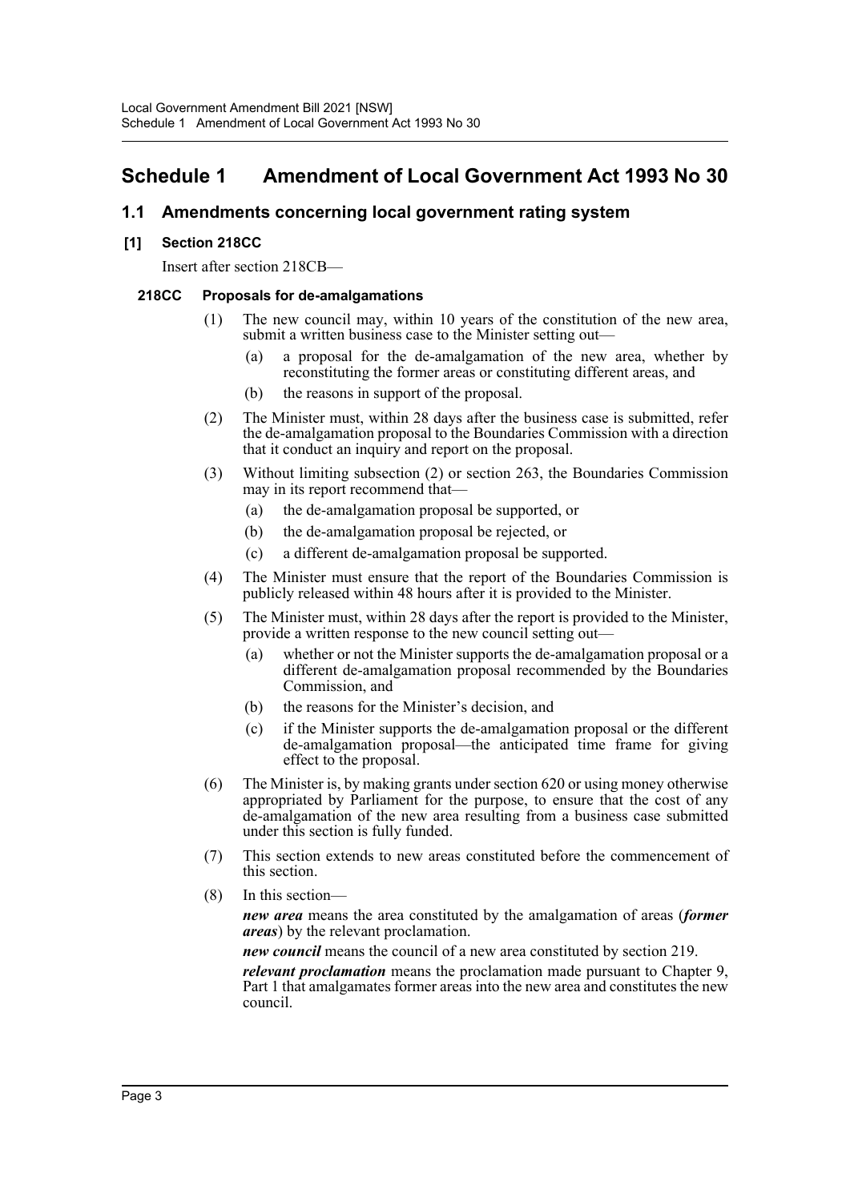# Schedule 1 Amendment of Local Government Act 1993 No 30

## 1.1 Amendments concerning local government rating system

### [1] Section 218CC

Insert after section 218CB—

#### 218CC Proposals for de-amalgamations

(1) The new council may, within 10 years of the constitution of the new area, submit a written business case to the Minister setting out—

(a) a proposal for the de-amalgamation of the new area, whether by reconstituting the former areas or constituting different areas, and

(b) the reasons in support of the proposal.

(2) The Minister must, within 28 days after the business case is submitted, refer the de-amalgamation proposal to the Boundaries Commission with a direction that it conduct an inquiry and report on the proposal.

(3) Without limiting subsection (2) or section 263, the Boundaries Commission may in its report recommend that—

(a) the de-amalgamation proposal be supported, or

(b) the de-amalgamation proposal be rejected, or

(c) a different de-amalgamation proposal be supported.

(4) The Minister must ensure that the report of the Boundaries Commission is publicly released within 48 hours after it is provided to the Minister.

(5) The Minister must, within 28 days after the report is provided to the Minister, provide a written response to the new council setting out—

(a) whether or not the Minister supports the de-amalgamation proposal or a different de-amalgamation proposal recommended by the Boundaries Commission, and

(b) the reasons for the Minister's decision, and

(c) if the Minister supports the de-amalgamation proposal or the different de-amalgamation proposal—the anticipated time frame for giving effect to the proposal.

(6) The Minister is, by making grants under section 620 or using money otherwise appropriated by Parliament for the purpose, to ensure that the cost of any de-amalgamation of the new area resulting from a business case submitted under this section is fully funded.

(7) This section extends to new areas constituted before the commencement of this section.

(8) In this section—

***new area*** means the area constituted by the amalgamation of areas (***former areas***) by the relevant proclamation.

***new council*** means the council of a new area constituted by section 219.

***relevant proclamation*** means the proclamation made pursuant to Chapter 9, Part 1 that amalgamates former areas into the new area and constitutes the new council.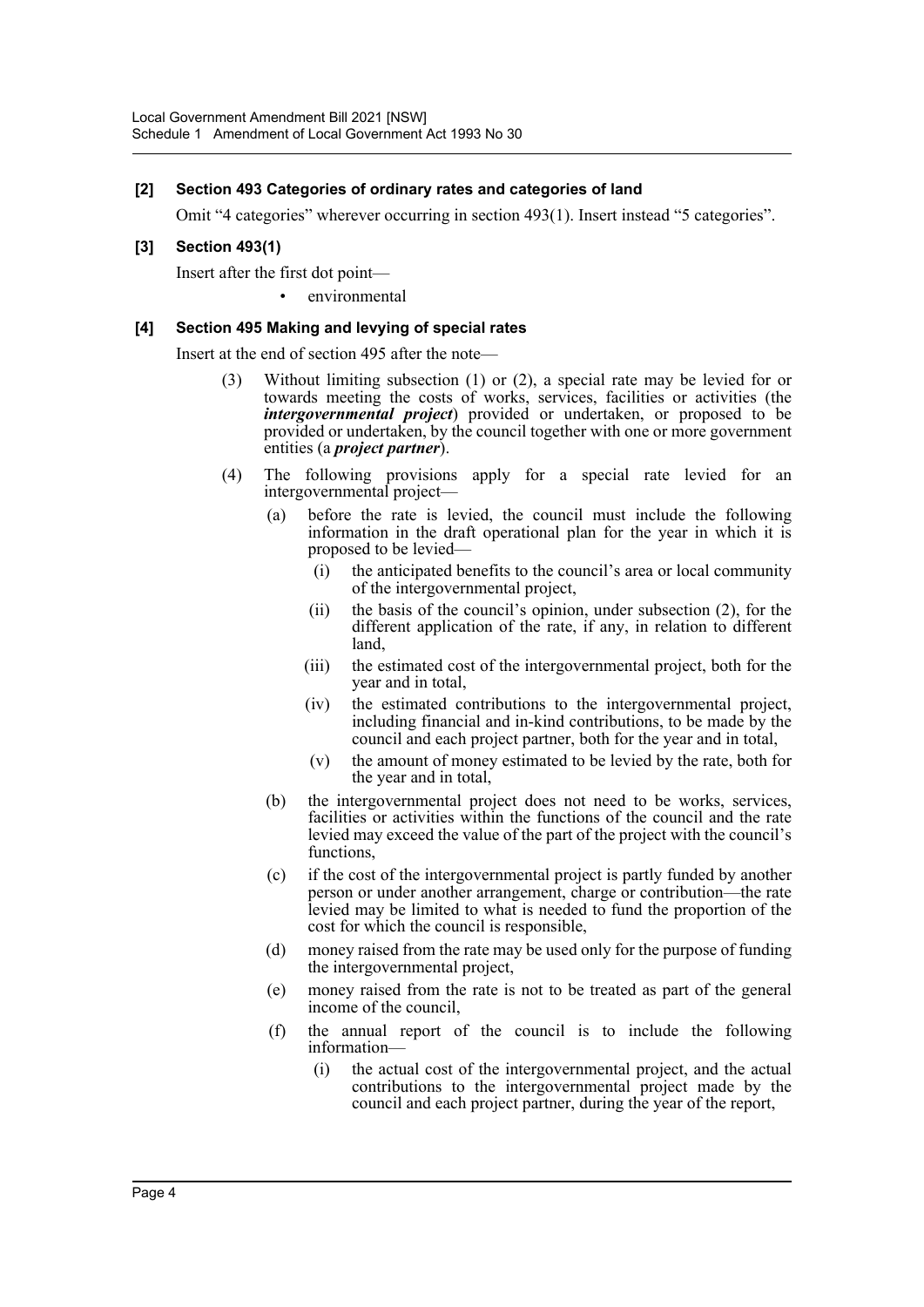### [2] Section 493 Categories of ordinary rates and categories of land

Omit "4 categories" wherever occurring in section 493(1). Insert instead "5 categories".

### [3] Section 493(1)

Insert after the first dot point—

- environmental

### [4] Section 495 Making and levying of special rates

Insert at the end of section 495 after the note—

(3) Without limiting subsection (1) or (2), a special rate may be levied for or towards meeting the costs of works, services, facilities or activities (the ***intergovernmental project***) provided or undertaken, or proposed to be provided or undertaken, by the council together with one or more government entities (a ***project partner***).

(4) The following provisions apply for a special rate levied for an intergovernmental project—

(a) before the rate is levied, the council must include the following information in the draft operational plan for the year in which it is proposed to be levied—

(i) the anticipated benefits to the council's area or local community of the intergovernmental project,

(ii) the basis of the council's opinion, under subsection (2), for the different application of the rate, if any, in relation to different land,

(iii) the estimated cost of the intergovernmental project, both for the year and in total,

(iv) the estimated contributions to the intergovernmental project, including financial and in-kind contributions, to be made by the council and each project partner, both for the year and in total,

(v) the amount of money estimated to be levied by the rate, both for the year and in total,

(b) the intergovernmental project does not need to be works, services, facilities or activities within the functions of the council and the rate levied may exceed the value of the part of the project with the council's functions,

(c) if the cost of the intergovernmental project is partly funded by another person or under another arrangement, charge or contribution—the rate levied may be limited to what is needed to fund the proportion of the cost for which the council is responsible,

(d) money raised from the rate may be used only for the purpose of funding the intergovernmental project,

(e) money raised from the rate is not to be treated as part of the general income of the council,

(f) the annual report of the council is to include the following information—

(i) the actual cost of the intergovernmental project, and the actual contributions to the intergovernmental project made by the council and each project partner, during the year of the report,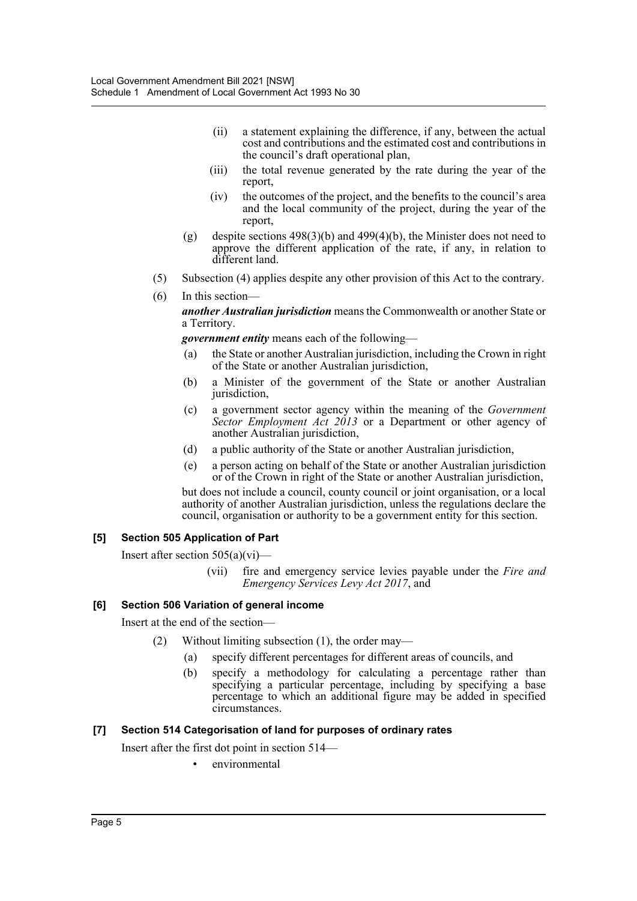(ii) a statement explaining the difference, if any, between the actual cost and contributions and the estimated cost and contributions in the council's draft operational plan,

(iii) the total revenue generated by the rate during the year of the report,

(iv) the outcomes of the project, and the benefits to the council's area and the local community of the project, during the year of the report,

(g) despite sections 498(3)(b) and 499(4)(b), the Minister does not need to approve the different application of the rate, if any, in relation to different land.

(5) Subsection (4) applies despite any other provision of this Act to the contrary.

(6) In this section—

***another Australian jurisdiction*** means the Commonwealth or another State or a Territory.

***government entity*** means each of the following—

(a) the State or another Australian jurisdiction, including the Crown in right of the State or another Australian jurisdiction,

(b) a Minister of the government of the State or another Australian jurisdiction,

(c) a government sector agency within the meaning of the *Government Sector Employment Act 2013* or a Department or other agency of another Australian jurisdiction,

(d) a public authority of the State or another Australian jurisdiction,

(e) a person acting on behalf of the State or another Australian jurisdiction or of the Crown in right of the State or another Australian jurisdiction,

but does not include a council, county council or joint organisation, or a local authority of another Australian jurisdiction, unless the regulations declare the council, organisation or authority to be a government entity for this section.

### [5] Section 505 Application of Part

Insert after section 505(a)(vi)—

(vii) fire and emergency service levies payable under the *Fire and Emergency Services Levy Act 2017*, and

### [6] Section 506 Variation of general income

Insert at the end of the section—

(2) Without limiting subsection (1), the order may—

(a) specify different percentages for different areas of councils, and

(b) specify a methodology for calculating a percentage rather than specifying a particular percentage, including by specifying a base percentage to which an additional figure may be added in specified circumstances.

### [7] Section 514 Categorisation of land for purposes of ordinary rates

Insert after the first dot point in section 514—

- environmental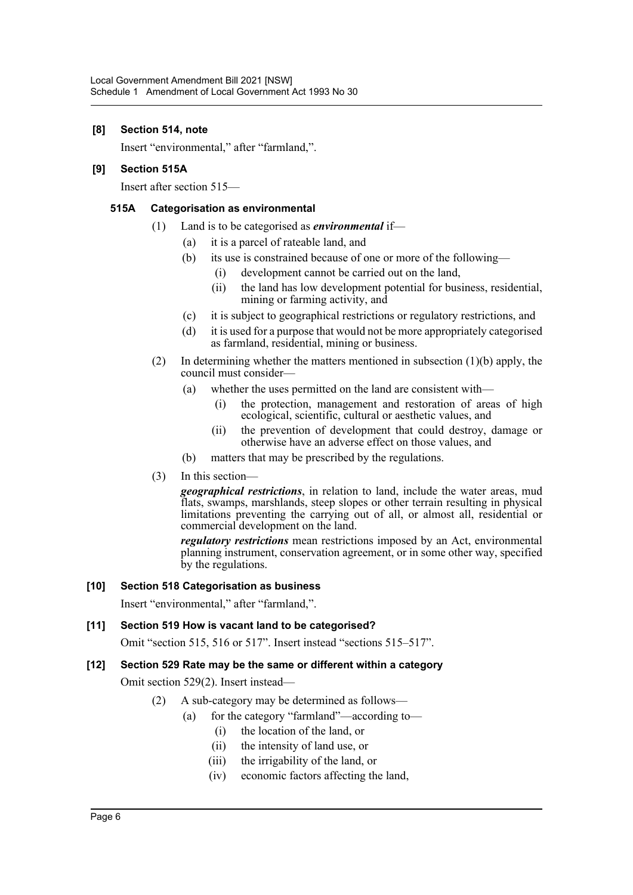**[8] Section 514, note**

Insert “environmental,” after “farmland,”.

**[9] Section 515A**

Insert after section 515—

**515A Categorisation as environmental**

(1) Land is to be categorised as ***environmental*** if—

(a) it is a parcel of rateable land, and

(b) its use is constrained because of one or more of the following—

(i) development cannot be carried out on the land,

(ii) the land has low development potential for business, residential, mining or farming activity, and

(c) it is subject to geographical restrictions or regulatory restrictions, and

(d) it is used for a purpose that would not be more appropriately categorised as farmland, residential, mining or business.

(2) In determining whether the matters mentioned in subsection (1)(b) apply, the council must consider—

(a) whether the uses permitted on the land are consistent with—

(i) the protection, management and restoration of areas of high ecological, scientific, cultural or aesthetic values, and

(ii) the prevention of development that could destroy, damage or otherwise have an adverse effect on those values, and

(b) matters that may be prescribed by the regulations.

(3) In this section—

***geographical restrictions***, in relation to land, include the water areas, mud flats, swamps, marshlands, steep slopes or other terrain resulting in physical limitations preventing the carrying out of all, or almost all, residential or commercial development on the land.

***regulatory restrictions*** mean restrictions imposed by an Act, environmental planning instrument, conservation agreement, or in some other way, specified by the regulations.

**[10] Section 518 Categorisation as business**

Insert “environmental,” after “farmland,”.

**[11] Section 519 How is vacant land to be categorised?**

Omit “section 515, 516 or 517”. Insert instead “sections 515–517”.

**[12] Section 529 Rate may be the same or different within a category**

Omit section 529(2). Insert instead—

(2) A sub-category may be determined as follows—

(a) for the category “farmland”—according to—

(i) the location of the land, or

(ii) the intensity of land use, or

(iii) the irrigability of the land, or

(iv) economic factors affecting the land,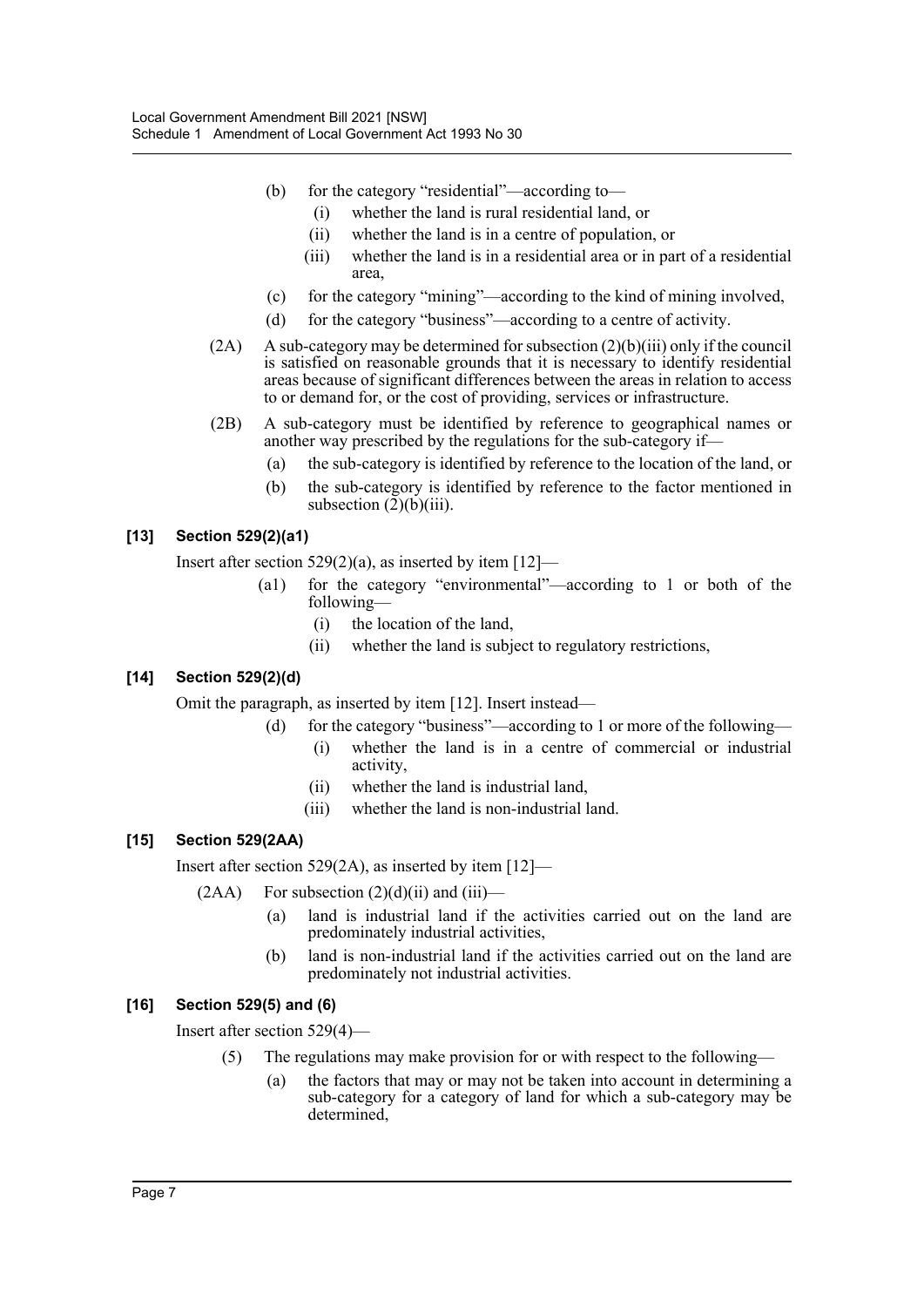(b) for the category "residential"—according to—

(i) whether the land is rural residential land, or

(ii) whether the land is in a centre of population, or

(iii) whether the land is in a residential area or in part of a residential area,

(c) for the category "mining"—according to the kind of mining involved,

(d) for the category "business"—according to a centre of activity.

(2A) A sub-category may be determined for subsection (2)(b)(iii) only if the council is satisfied on reasonable grounds that it is necessary to identify residential areas because of significant differences between the areas in relation to access to or demand for, or the cost of providing, services or infrastructure.

(2B) A sub-category must be identified by reference to geographical names or another way prescribed by the regulations for the sub-category if—

(a) the sub-category is identified by reference to the location of the land, or

(b) the sub-category is identified by reference to the factor mentioned in subsection (2)(b)(iii).

### [13] Section 529(2)(a1)

Insert after section 529(2)(a), as inserted by item [12]—

(a1) for the category "environmental"—according to 1 or both of the following—

(i) the location of the land,

(ii) whether the land is subject to regulatory restrictions,

### [14] Section 529(2)(d)

Omit the paragraph, as inserted by item [12]. Insert instead—

(d) for the category "business"—according to 1 or more of the following—

(i) whether the land is in a centre of commercial or industrial activity,

(ii) whether the land is industrial land,

(iii) whether the land is non-industrial land.

### [15] Section 529(2AA)

Insert after section 529(2A), as inserted by item [12]—

(2AA) For subsection (2)(d)(ii) and (iii)—

(a) land is industrial land if the activities carried out on the land are predominately industrial activities,

(b) land is non-industrial land if the activities carried out on the land are predominately not industrial activities.

### [16] Section 529(5) and (6)

Insert after section 529(4)—

(5) The regulations may make provision for or with respect to the following—

(a) the factors that may or may not be taken into account in determining a sub-category for a category of land for which a sub-category may be determined,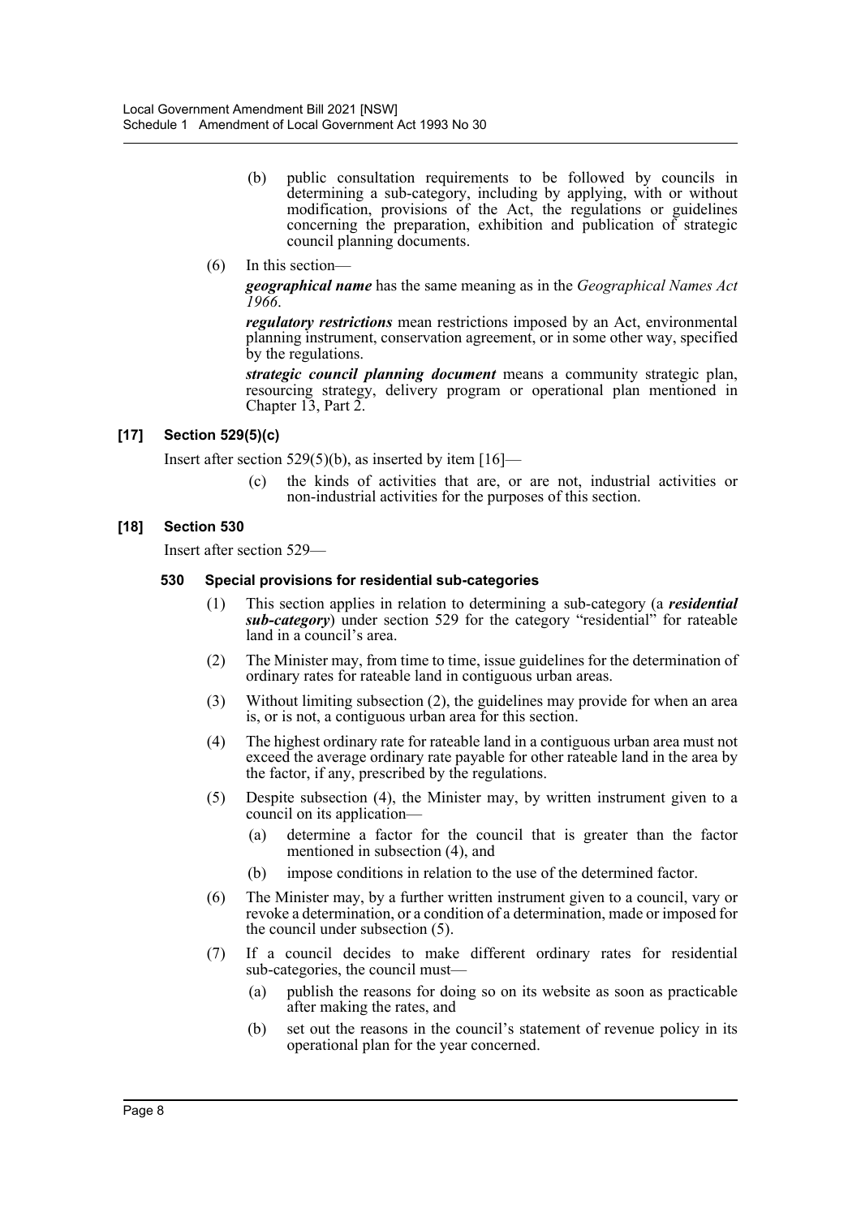(b) public consultation requirements to be followed by councils in determining a sub-category, including by applying, with or without modification, provisions of the Act, the regulations or guidelines concerning the preparation, exhibition and publication of strategic council planning documents.

(6) In this section—

***geographical name*** has the same meaning as in the *Geographical Names Act 1966*.

***regulatory restrictions*** mean restrictions imposed by an Act, environmental planning instrument, conservation agreement, or in some other way, specified by the regulations.

***strategic council planning document*** means a community strategic plan, resourcing strategy, delivery program or operational plan mentioned in Chapter 13, Part 2.

### [17] Section 529(5)(c)

Insert after section 529(5)(b), as inserted by item [16]—

(c) the kinds of activities that are, or are not, industrial activities or non-industrial activities for the purposes of this section.

### [18] Section 530

Insert after section 529—

#### 530 Special provisions for residential sub-categories

(1) This section applies in relation to determining a sub-category (a ***residential sub-category***) under section 529 for the category "residential" for rateable land in a council's area.

(2) The Minister may, from time to time, issue guidelines for the determination of ordinary rates for rateable land in contiguous urban areas.

(3) Without limiting subsection (2), the guidelines may provide for when an area is, or is not, a contiguous urban area for this section.

(4) The highest ordinary rate for rateable land in a contiguous urban area must not exceed the average ordinary rate payable for other rateable land in the area by the factor, if any, prescribed by the regulations.

(5) Despite subsection (4), the Minister may, by written instrument given to a council on its application—

(a) determine a factor for the council that is greater than the factor mentioned in subsection (4), and

(b) impose conditions in relation to the use of the determined factor.

(6) The Minister may, by a further written instrument given to a council, vary or revoke a determination, or a condition of a determination, made or imposed for the council under subsection (5).

(7) If a council decides to make different ordinary rates for residential sub-categories, the council must—

(a) publish the reasons for doing so on its website as soon as practicable after making the rates, and

(b) set out the reasons in the council's statement of revenue policy in its operational plan for the year concerned.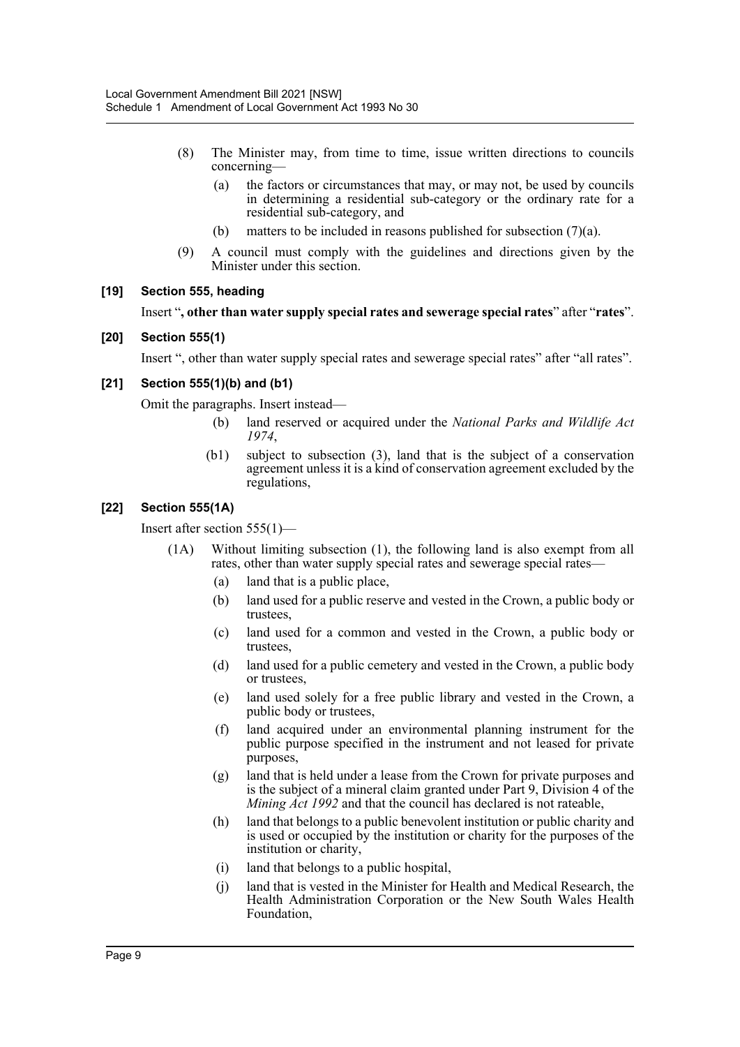(8) The Minister may, from time to time, issue written directions to councils concerning—

(a) the factors or circumstances that may, or may not, be used by councils in determining a residential sub-category or the ordinary rate for a residential sub-category, and

(b) matters to be included in reasons published for subsection (7)(a).

(9) A council must comply with the guidelines and directions given by the Minister under this section.

#### [19] Section 555, heading

Insert "**, other than water supply special rates and sewerage special rates**" after "**rates**".

#### [20] Section 555(1)

Insert ", other than water supply special rates and sewerage special rates" after "all rates".

#### [21] Section 555(1)(b) and (b1)

Omit the paragraphs. Insert instead—

(b) land reserved or acquired under the *National Parks and Wildlife Act 1974*,

(b1) subject to subsection (3), land that is the subject of a conservation agreement unless it is a kind of conservation agreement excluded by the regulations,

#### [22] Section 555(1A)

Insert after section 555(1)—

(1A) Without limiting subsection (1), the following land is also exempt from all rates, other than water supply special rates and sewerage special rates—

(a) land that is a public place,

(b) land used for a public reserve and vested in the Crown, a public body or trustees,

(c) land used for a common and vested in the Crown, a public body or trustees,

(d) land used for a public cemetery and vested in the Crown, a public body or trustees,

(e) land used solely for a free public library and vested in the Crown, a public body or trustees,

(f) land acquired under an environmental planning instrument for the public purpose specified in the instrument and not leased for private purposes,

(g) land that is held under a lease from the Crown for private purposes and is the subject of a mineral claim granted under Part 9, Division 4 of the *Mining Act 1992* and that the council has declared is not rateable,

(h) land that belongs to a public benevolent institution or public charity and is used or occupied by the institution or charity for the purposes of the institution or charity,

(i) land that belongs to a public hospital,

(j) land that is vested in the Minister for Health and Medical Research, the Health Administration Corporation or the New South Wales Health Foundation,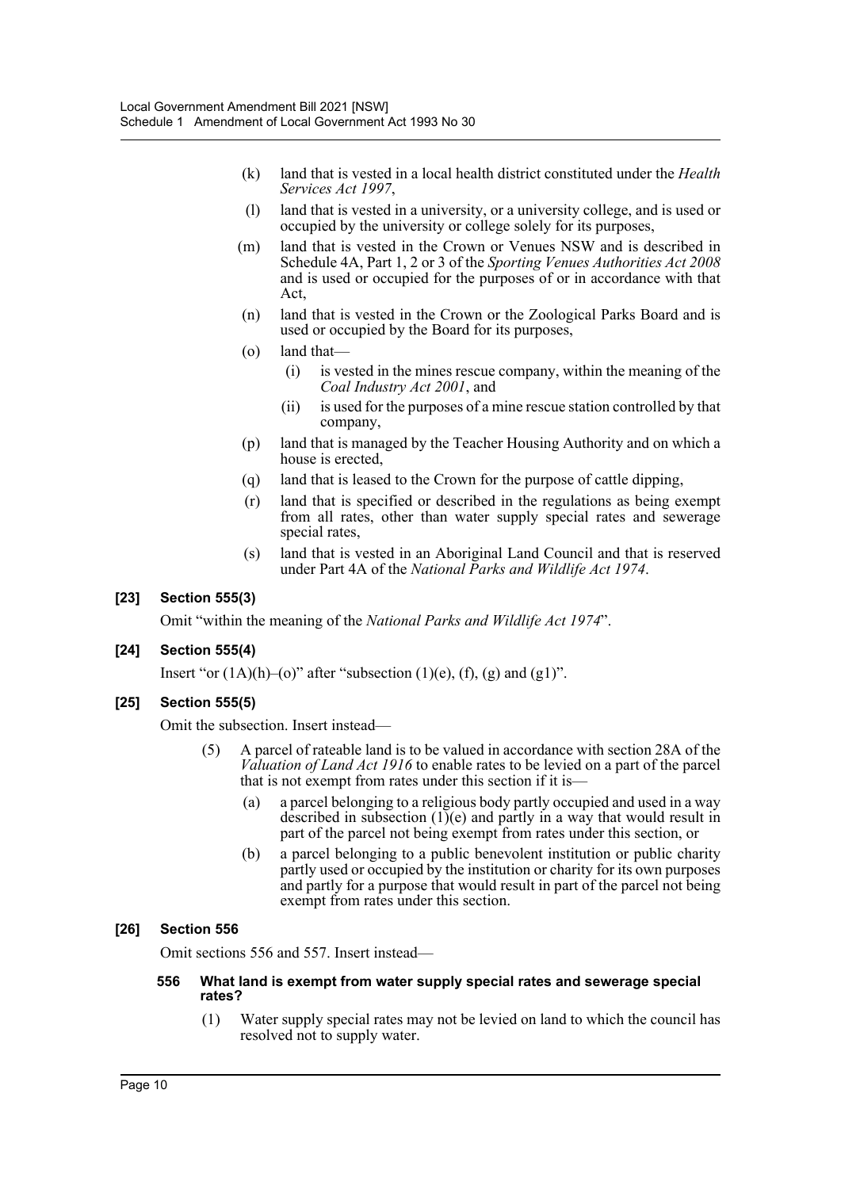(k) land that is vested in a local health district constituted under the *Health Services Act 1997*,

(l) land that is vested in a university, or a university college, and is used or occupied by the university or college solely for its purposes,

(m) land that is vested in the Crown or Venues NSW and is described in Schedule 4A, Part 1, 2 or 3 of the *Sporting Venues Authorities Act 2008* and is used or occupied for the purposes of or in accordance with that Act,

(n) land that is vested in the Crown or the Zoological Parks Board and is used or occupied by the Board for its purposes,

(o) land that—

(i) is vested in the mines rescue company, within the meaning of the *Coal Industry Act 2001*, and

(ii) is used for the purposes of a mine rescue station controlled by that company,

(p) land that is managed by the Teacher Housing Authority and on which a house is erected,

(q) land that is leased to the Crown for the purpose of cattle dipping,

(r) land that is specified or described in the regulations as being exempt from all rates, other than water supply special rates and sewerage special rates,

(s) land that is vested in an Aboriginal Land Council and that is reserved under Part 4A of the *National Parks and Wildlife Act 1974*.

### [23] Section 555(3)

Omit "within the meaning of the *National Parks and Wildlife Act 1974*".

### [24] Section 555(4)

Insert "or (1A)(h)–(o)" after "subsection (1)(e), (f), (g) and (g1)".

### [25] Section 555(5)

Omit the subsection. Insert instead—

(5) A parcel of rateable land is to be valued in accordance with section 28A of the *Valuation of Land Act 1916* to enable rates to be levied on a part of the parcel that is not exempt from rates under this section if it is—

(a) a parcel belonging to a religious body partly occupied and used in a way described in subsection (1)(e) and partly in a way that would result in part of the parcel not being exempt from rates under this section, or

(b) a parcel belonging to a public benevolent institution or public charity partly used or occupied by the institution or charity for its own purposes and partly for a purpose that would result in part of the parcel not being exempt from rates under this section.

### [26] Section 556

Omit sections 556 and 557. Insert instead—

**556 What land is exempt from water supply special rates and sewerage special rates?**

(1) Water supply special rates may not be levied on land to which the council has resolved not to supply water.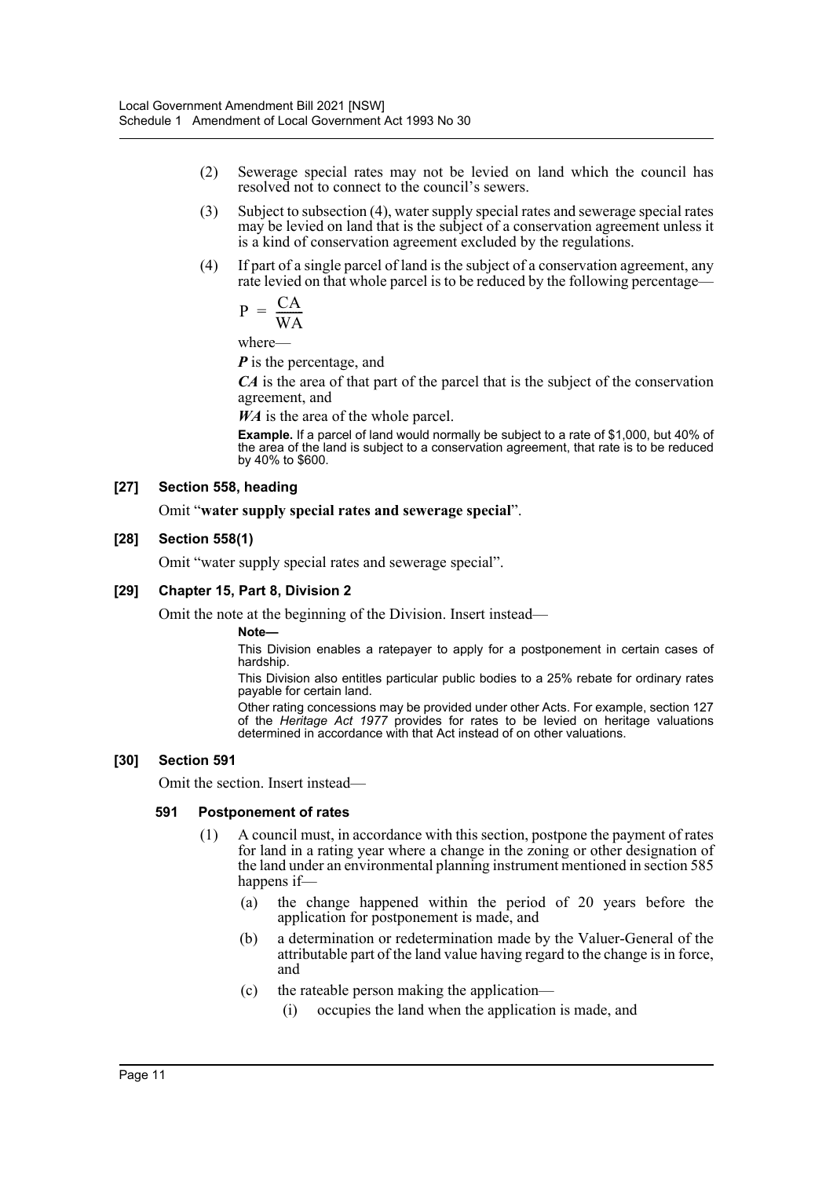(2) Sewerage special rates may not be levied on land which the council has resolved not to connect to the council's sewers.

(3) Subject to subsection (4), water supply special rates and sewerage special rates may be levied on land that is the subject of a conservation agreement unless it is a kind of conservation agreement excluded by the regulations.

(4) If part of a single parcel of land is the subject of a conservation agreement, any rate levied on that whole parcel is to be reduced by the following percentage—

$$P = \frac{CA}{WA}$$

where—

***P*** is the percentage, and

***CA*** is the area of that part of the parcel that is the subject of the conservation agreement, and

***WA*** is the area of the whole parcel.

**Example.** If a parcel of land would normally be subject to a rate of $1,000, but 40% of the area of the land is subject to a conservation agreement, that rate is to be reduced by 40% to $600.

### [27] Section 558, heading

Omit "**water supply special rates and sewerage special**".

### [28] Section 558(1)

Omit "water supply special rates and sewerage special".

### [29] Chapter 15, Part 8, Division 2

Omit the note at the beginning of the Division. Insert instead—

**Note—**

This Division enables a ratepayer to apply for a postponement in certain cases of hardship.

This Division also entitles particular public bodies to a 25% rebate for ordinary rates payable for certain land.

Other rating concessions may be provided under other Acts. For example, section 127 of the *Heritage Act 1977* provides for rates to be levied on heritage valuations determined in accordance with that Act instead of on other valuations.

### [30] Section 591

Omit the section. Insert instead—

#### 591 Postponement of rates

(1) A council must, in accordance with this section, postpone the payment of rates for land in a rating year where a change in the zoning or other designation of the land under an environmental planning instrument mentioned in section 585 happens if—

(a) the change happened within the period of 20 years before the application for postponement is made, and

(b) a determination or redetermination made by the Valuer-General of the attributable part of the land value having regard to the change is in force, and

(c) the rateable person making the application—

(i) occupies the land when the application is made, and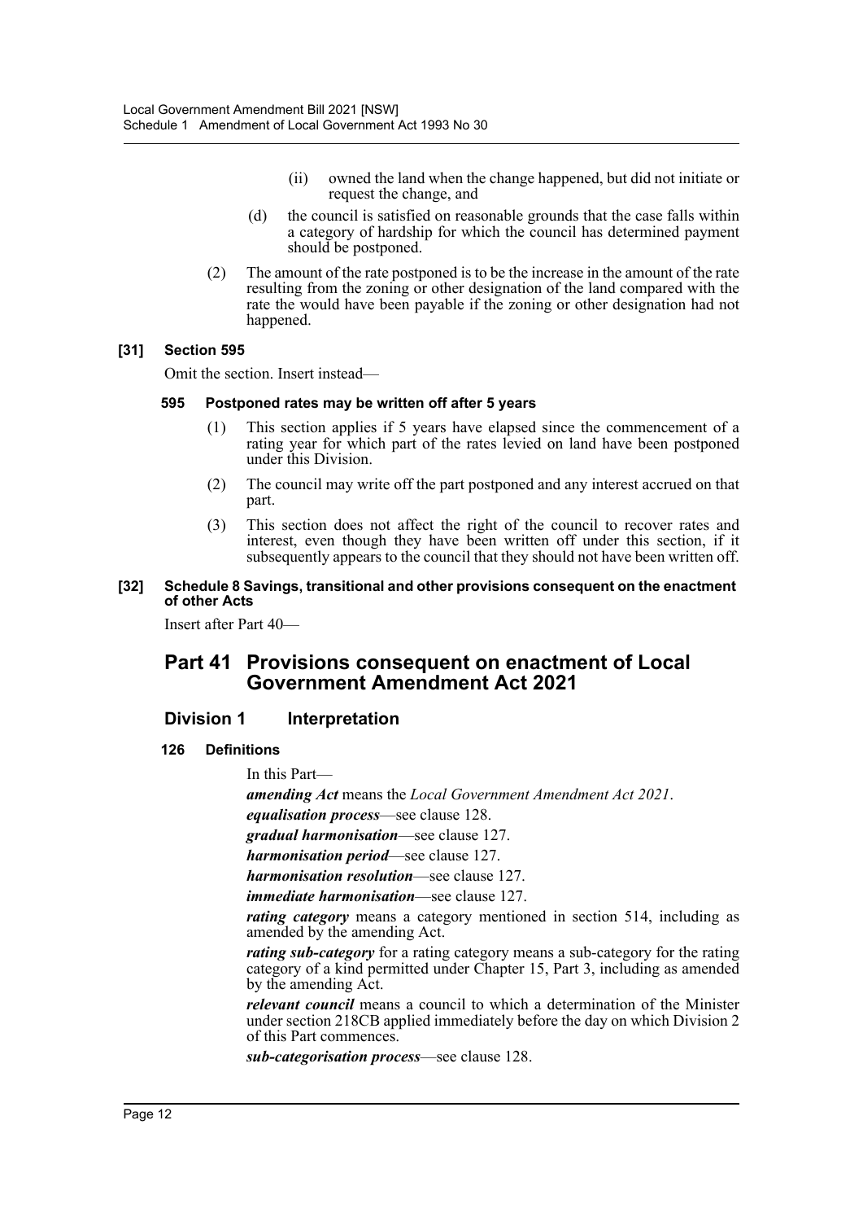(ii) owned the land when the change happened, but did not initiate or request the change, and

(d) the council is satisfied on reasonable grounds that the case falls within a category of hardship for which the council has determined payment should be postponed.

(2) The amount of the rate postponed is to be the increase in the amount of the rate resulting from the zoning or other designation of the land compared with the rate the would have been payable if the zoning or other designation had not happened.

**[31] Section 595**

Omit the section. Insert instead—

**595 Postponed rates may be written off after 5 years**

(1) This section applies if 5 years have elapsed since the commencement of a rating year for which part of the rates levied on land have been postponed under this Division.

(2) The council may write off the part postponed and any interest accrued on that part.

(3) This section does not affect the right of the council to recover rates and interest, even though they have been written off under this section, if it subsequently appears to the council that they should not have been written off.

**[32] Schedule 8 Savings, transitional and other provisions consequent on the enactment of other Acts**

Insert after Part 40—

## Part 41 Provisions consequent on enactment of Local Government Amendment Act 2021

### Division 1 Interpretation

**126 Definitions**

In this Part—

***amending Act*** means the *Local Government Amendment Act 2021*.

***equalisation process***—see clause 128.

***gradual harmonisation***—see clause 127.

***harmonisation period***—see clause 127.

***harmonisation resolution***—see clause 127.

***immediate harmonisation***—see clause 127.

***rating category*** means a category mentioned in section 514, including as amended by the amending Act.

***rating sub-category*** for a rating category means a sub-category for the rating category of a kind permitted under Chapter 15, Part 3, including as amended by the amending Act.

***relevant council*** means a council to which a determination of the Minister under section 218CB applied immediately before the day on which Division 2 of this Part commences.

***sub-categorisation process***—see clause 128.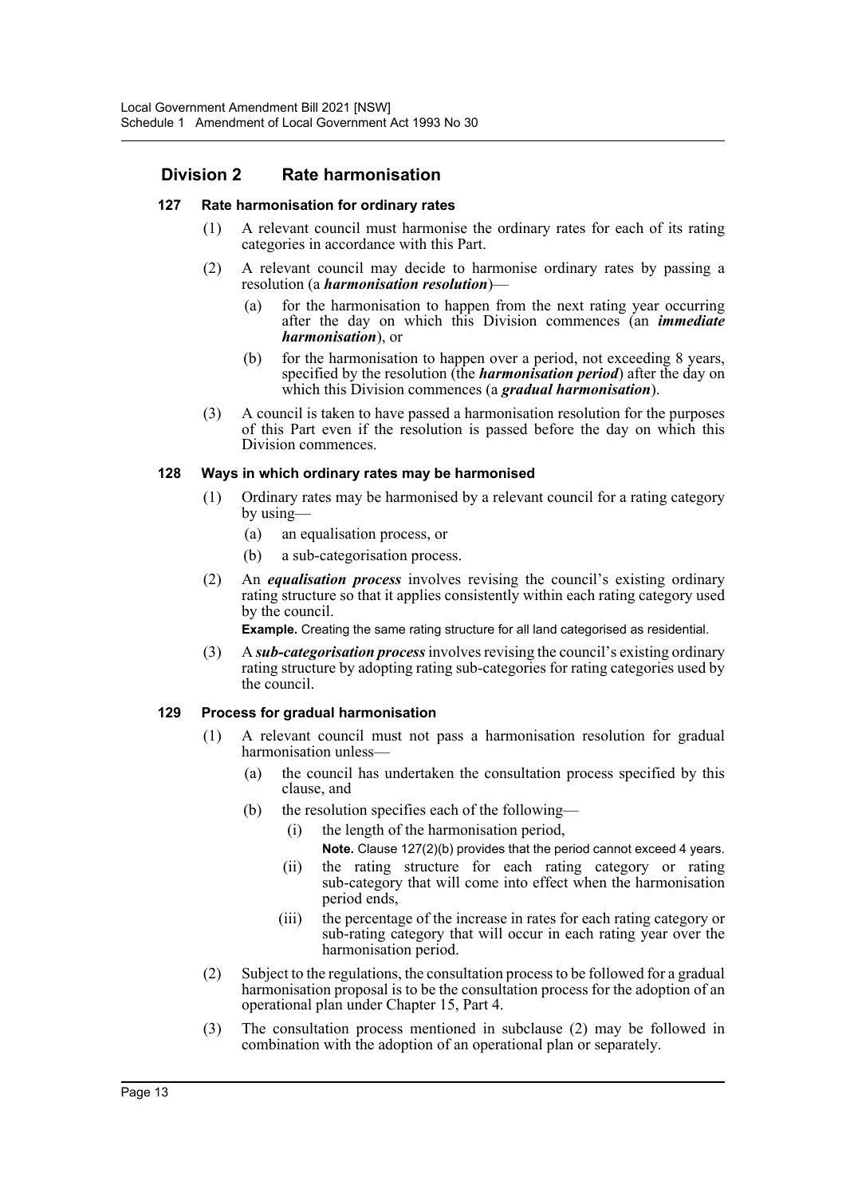## Division 2 Rate harmonisation

### 127 Rate harmonisation for ordinary rates

(1) A relevant council must harmonise the ordinary rates for each of its rating categories in accordance with this Part.

(2) A relevant council may decide to harmonise ordinary rates by passing a resolution (a ***harmonisation resolution***)—

(a) for the harmonisation to happen from the next rating year occurring after the day on which this Division commences (an ***immediate harmonisation***), or

(b) for the harmonisation to happen over a period, not exceeding 8 years, specified by the resolution (the ***harmonisation period***) after the day on which this Division commences (a ***gradual harmonisation***).

(3) A council is taken to have passed a harmonisation resolution for the purposes of this Part even if the resolution is passed before the day on which this Division commences.

### 128 Ways in which ordinary rates may be harmonised

(1) Ordinary rates may be harmonised by a relevant council for a rating category by using—

(a) an equalisation process, or

(b) a sub-categorisation process.

(2) An ***equalisation process*** involves revising the council's existing ordinary rating structure so that it applies consistently within each rating category used by the council.

**Example.** Creating the same rating structure for all land categorised as residential.

(3) A ***sub-categorisation process*** involves revising the council's existing ordinary rating structure by adopting rating sub-categories for rating categories used by the council.

### 129 Process for gradual harmonisation

(1) A relevant council must not pass a harmonisation resolution for gradual harmonisation unless—

(a) the council has undertaken the consultation process specified by this clause, and

(b) the resolution specifies each of the following—

(i) the length of the harmonisation period,

**Note.** Clause 127(2)(b) provides that the period cannot exceed 4 years.

(ii) the rating structure for each rating category or rating sub-category that will come into effect when the harmonisation period ends,

(iii) the percentage of the increase in rates for each rating category or sub-rating category that will occur in each rating year over the harmonisation period.

(2) Subject to the regulations, the consultation process to be followed for a gradual harmonisation proposal is to be the consultation process for the adoption of an operational plan under Chapter 15, Part 4.

(3) The consultation process mentioned in subclause (2) may be followed in combination with the adoption of an operational plan or separately.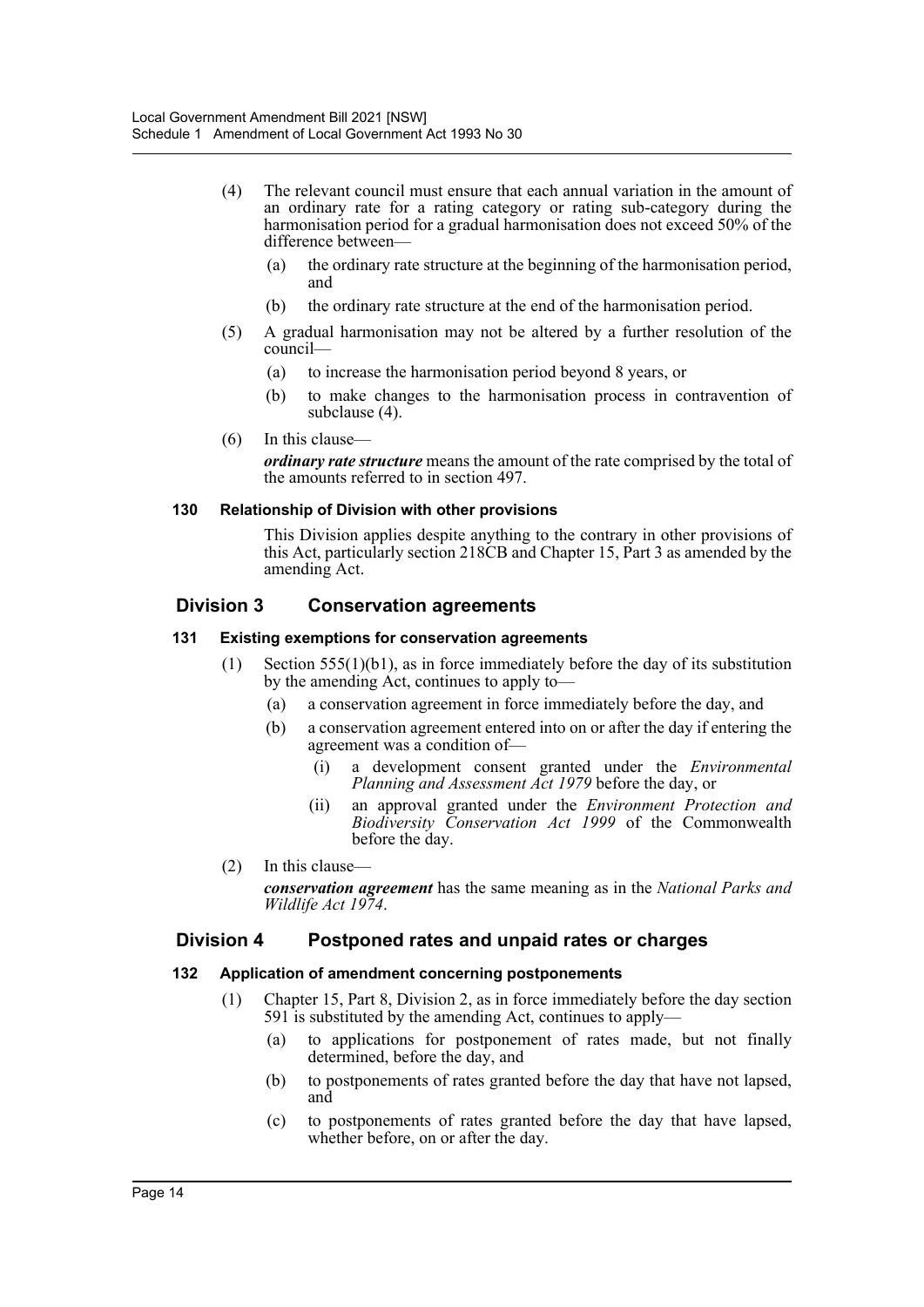(4) The relevant council must ensure that each annual variation in the amount of an ordinary rate for a rating category or rating sub-category during the harmonisation period for a gradual harmonisation does not exceed 50% of the difference between—

(a) the ordinary rate structure at the beginning of the harmonisation period, and

(b) the ordinary rate structure at the end of the harmonisation period.

(5) A gradual harmonisation may not be altered by a further resolution of the council—

(a) to increase the harmonisation period beyond 8 years, or

(b) to make changes to the harmonisation process in contravention of subclause (4).

(6) In this clause—

***ordinary rate structure*** means the amount of the rate comprised by the total of the amounts referred to in section 497.

#### 130 Relationship of Division with other provisions

This Division applies despite anything to the contrary in other provisions of this Act, particularly section 218CB and Chapter 15, Part 3 as amended by the amending Act.

### Division 3 Conservation agreements

#### 131 Existing exemptions for conservation agreements

(1) Section 555(1)(b1), as in force immediately before the day of its substitution by the amending Act, continues to apply to—

(a) a conservation agreement in force immediately before the day, and

(b) a conservation agreement entered into on or after the day if entering the agreement was a condition of—

(i) a development consent granted under the *Environmental Planning and Assessment Act 1979* before the day, or

(ii) an approval granted under the *Environment Protection and Biodiversity Conservation Act 1999* of the Commonwealth before the day.

(2) In this clause—

***conservation agreement*** has the same meaning as in the *National Parks and Wildlife Act 1974*.

### Division 4 Postponed rates and unpaid rates or charges

#### 132 Application of amendment concerning postponements

(1) Chapter 15, Part 8, Division 2, as in force immediately before the day section 591 is substituted by the amending Act, continues to apply—

(a) to applications for postponement of rates made, but not finally determined, before the day, and

(b) to postponements of rates granted before the day that have not lapsed, and

(c) to postponements of rates granted before the day that have lapsed, whether before, on or after the day.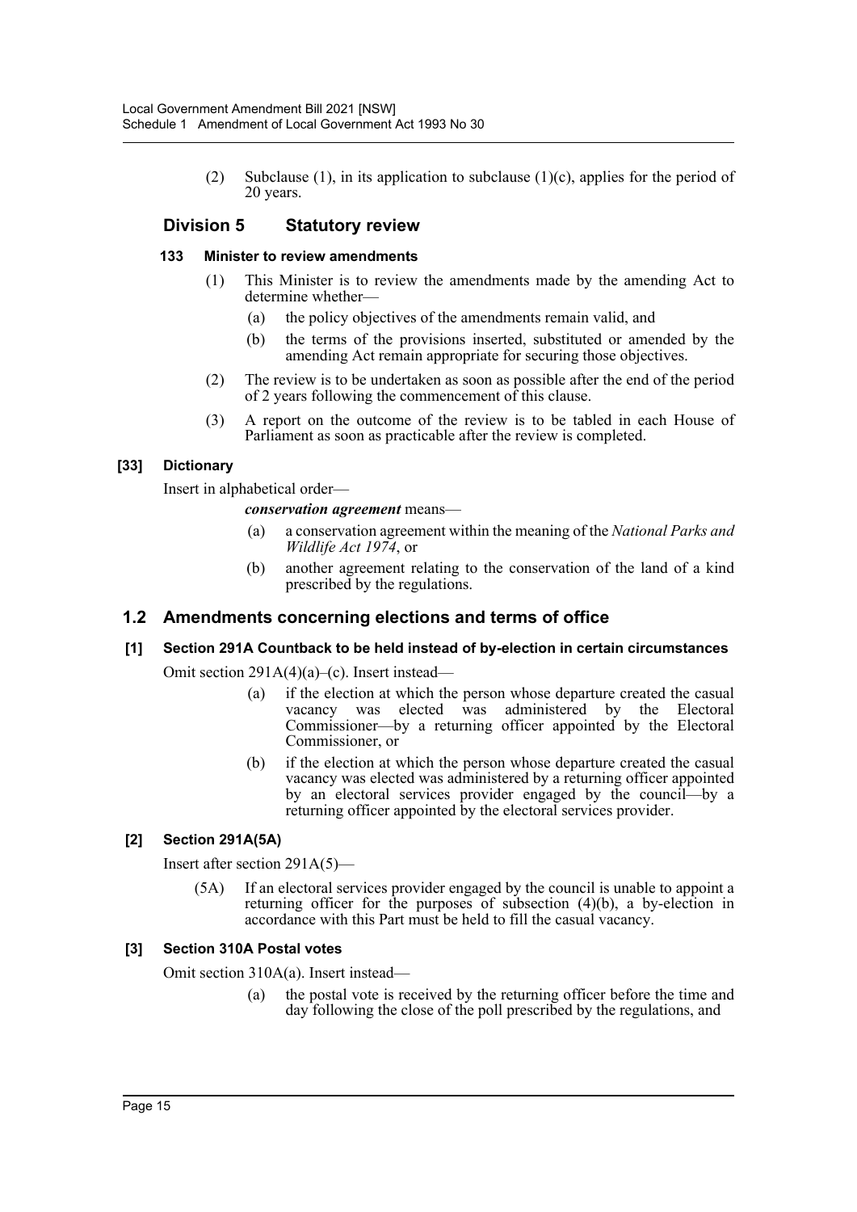(2) Subclause (1), in its application to subclause (1)(c), applies for the period of 20 years.

## Division 5 Statutory review

#### 133 Minister to review amendments

(1) This Minister is to review the amendments made by the amending Act to determine whether—

(a) the policy objectives of the amendments remain valid, and

(b) the terms of the provisions inserted, substituted or amended by the amending Act remain appropriate for securing those objectives.

(2) The review is to be undertaken as soon as possible after the end of the period of 2 years following the commencement of this clause.

(3) A report on the outcome of the review is to be tabled in each House of Parliament as soon as practicable after the review is completed.

#### [33] Dictionary

Insert in alphabetical order—

***conservation agreement*** means—

(a) a conservation agreement within the meaning of the *National Parks and Wildlife Act 1974*, or

(b) another agreement relating to the conservation of the land of a kind prescribed by the regulations.

## 1.2 Amendments concerning elections and terms of office

#### [1] Section 291A Countback to be held instead of by-election in certain circumstances

Omit section 291A(4)(a)–(c). Insert instead—

(a) if the election at which the person whose departure created the casual vacancy was elected was administered by the Electoral Commissioner—by a returning officer appointed by the Electoral Commissioner, or

(b) if the election at which the person whose departure created the casual vacancy was elected was administered by a returning officer appointed by an electoral services provider engaged by the council—by a returning officer appointed by the electoral services provider.

#### [2] Section 291A(5A)

Insert after section 291A(5)—

(5A) If an electoral services provider engaged by the council is unable to appoint a returning officer for the purposes of subsection (4)(b), a by-election in accordance with this Part must be held to fill the casual vacancy.

#### [3] Section 310A Postal votes

Omit section 310A(a). Insert instead—

(a) the postal vote is received by the returning officer before the time and day following the close of the poll prescribed by the regulations, and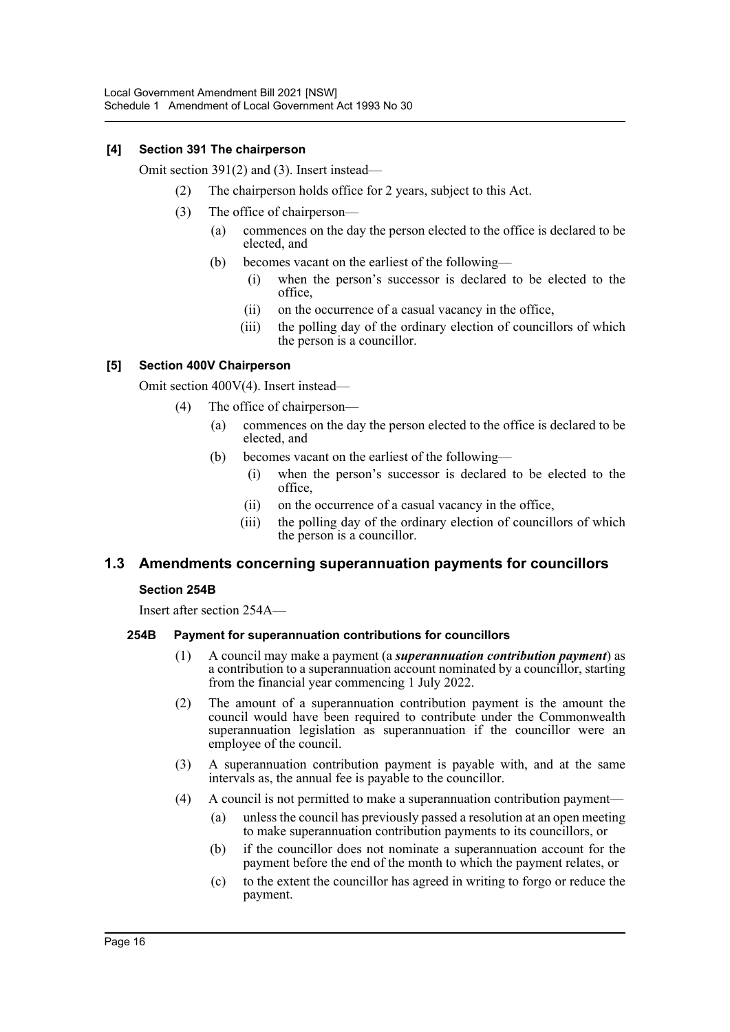**[4] Section 391 The chairperson**

Omit section 391(2) and (3). Insert instead—

(2) The chairperson holds office for 2 years, subject to this Act.

(3) The office of chairperson—

(a) commences on the day the person elected to the office is declared to be elected, and

(b) becomes vacant on the earliest of the following—

(i) when the person's successor is declared to be elected to the office,

(ii) on the occurrence of a casual vacancy in the office,

(iii) the polling day of the ordinary election of councillors of which the person is a councillor.

**[5] Section 400V Chairperson**

Omit section 400V(4). Insert instead—

(4) The office of chairperson—

(a) commences on the day the person elected to the office is declared to be elected, and

(b) becomes vacant on the earliest of the following—

(i) when the person's successor is declared to be elected to the office,

(ii) on the occurrence of a casual vacancy in the office,

(iii) the polling day of the ordinary election of councillors of which the person is a councillor.

## 1.3 Amendments concerning superannuation payments for councillors

**Section 254B**

Insert after section 254A—

**254B Payment for superannuation contributions for councillors**

(1) A council may make a payment (a ***superannuation contribution payment***) as a contribution to a superannuation account nominated by a councillor, starting from the financial year commencing 1 July 2022.

(2) The amount of a superannuation contribution payment is the amount the council would have been required to contribute under the Commonwealth superannuation legislation as superannuation if the councillor were an employee of the council.

(3) A superannuation contribution payment is payable with, and at the same intervals as, the annual fee is payable to the councillor.

(4) A council is not permitted to make a superannuation contribution payment—

(a) unless the council has previously passed a resolution at an open meeting to make superannuation contribution payments to its councillors, or

(b) if the councillor does not nominate a superannuation account for the payment before the end of the month to which the payment relates, or

(c) to the extent the councillor has agreed in writing to forgo or reduce the payment.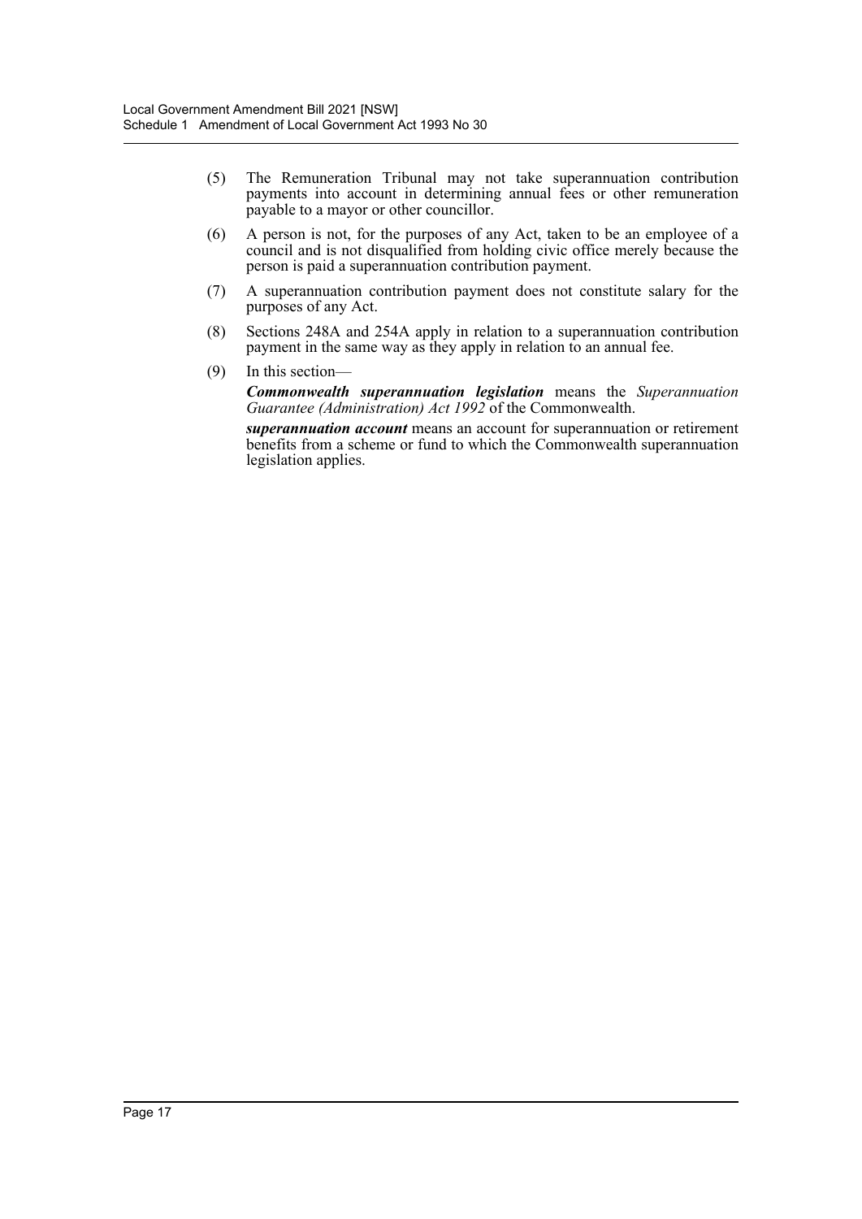(5) The Remuneration Tribunal may not take superannuation contribution payments into account in determining annual fees or other remuneration payable to a mayor or other councillor.

(6) A person is not, for the purposes of any Act, taken to be an employee of a council and is not disqualified from holding civic office merely because the person is paid a superannuation contribution payment.

(7) A superannuation contribution payment does not constitute salary for the purposes of any Act.

(8) Sections 248A and 254A apply in relation to a superannuation contribution payment in the same way as they apply in relation to an annual fee.

(9) In this section—

***Commonwealth superannuation legislation*** means the *Superannuation Guarantee (Administration) Act 1992* of the Commonwealth.

***superannuation account*** means an account for superannuation or retirement benefits from a scheme or fund to which the Commonwealth superannuation legislation applies.